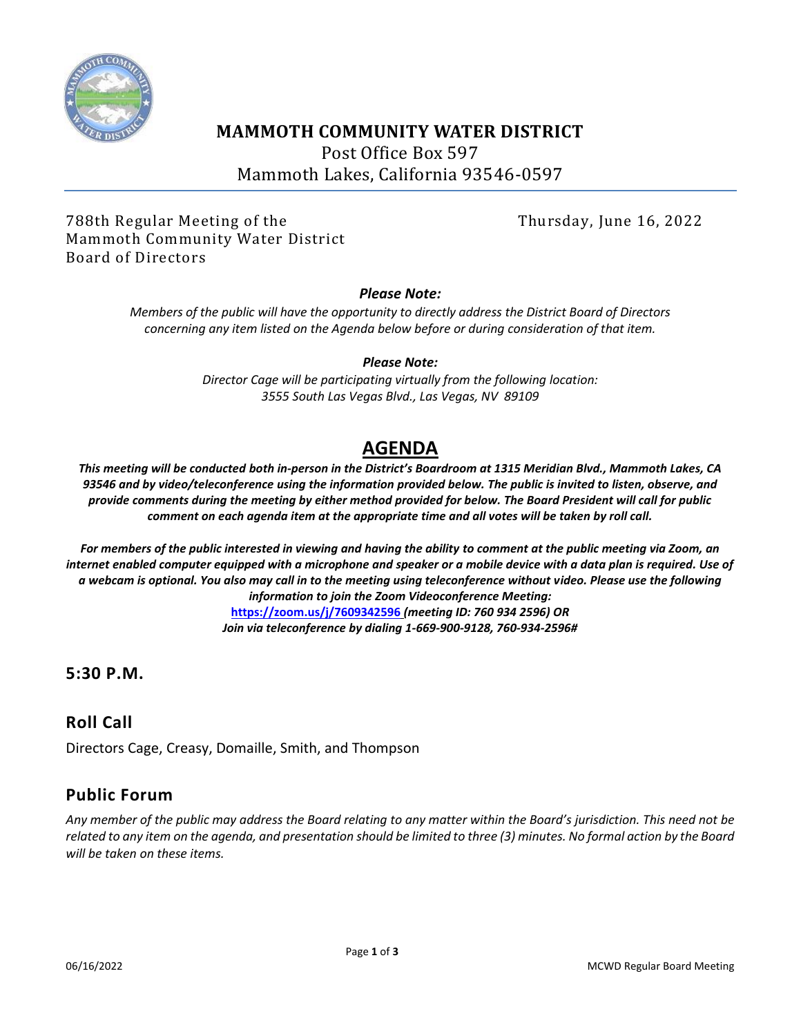# MAMMOTH COMMUNITY WATER DISTRICT

Post Office Box 597
Mammoth Lakes, California 93546-0597

788th Regular Meeting of the Mammoth Community Water District Board of Directors

Thursday, June 16, 2022

***Please Note:***

*Members of the public will have the opportunity to directly address the District Board of Directors concerning any item listed on the Agenda below before or during consideration of that item.*

***Please Note:***

*Director Cage will be participating virtually from the following location:*
*3555 South Las Vegas Blvd., Las Vegas, NV 89109*

# AGENDA

***This meeting will be conducted both in-person in the District's Boardroom at 1315 Meridian Blvd., Mammoth Lakes, CA 93546 and by video/teleconference using the information provided below. The public is invited to listen, observe, and provide comments during the meeting by either method provided for below. The Board President will call for public comment on each agenda item at the appropriate time and all votes will be taken by roll call.***

***For members of the public interested in viewing and having the ability to comment at the public meeting via Zoom, an internet enabled computer equipped with a microphone and speaker or a mobile device with a data plan is required. Use of a webcam is optional. You also may call in to the meeting using teleconference without video. Please use the following information to join the Zoom Videoconference Meeting:***
***https://zoom.us/j/7609342596 (meeting ID: 760 934 2596) OR***
***Join via teleconference by dialing 1-669-900-9128, 760-934-2596#***

## 5:30 P.M.

## Roll Call

Directors Cage, Creasy, Domaille, Smith, and Thompson

## Public Forum

*Any member of the public may address the Board relating to any matter within the Board's jurisdiction. This need not be related to any item on the agenda, and presentation should be limited to three (3) minutes. No formal action by the Board will be taken on these items.*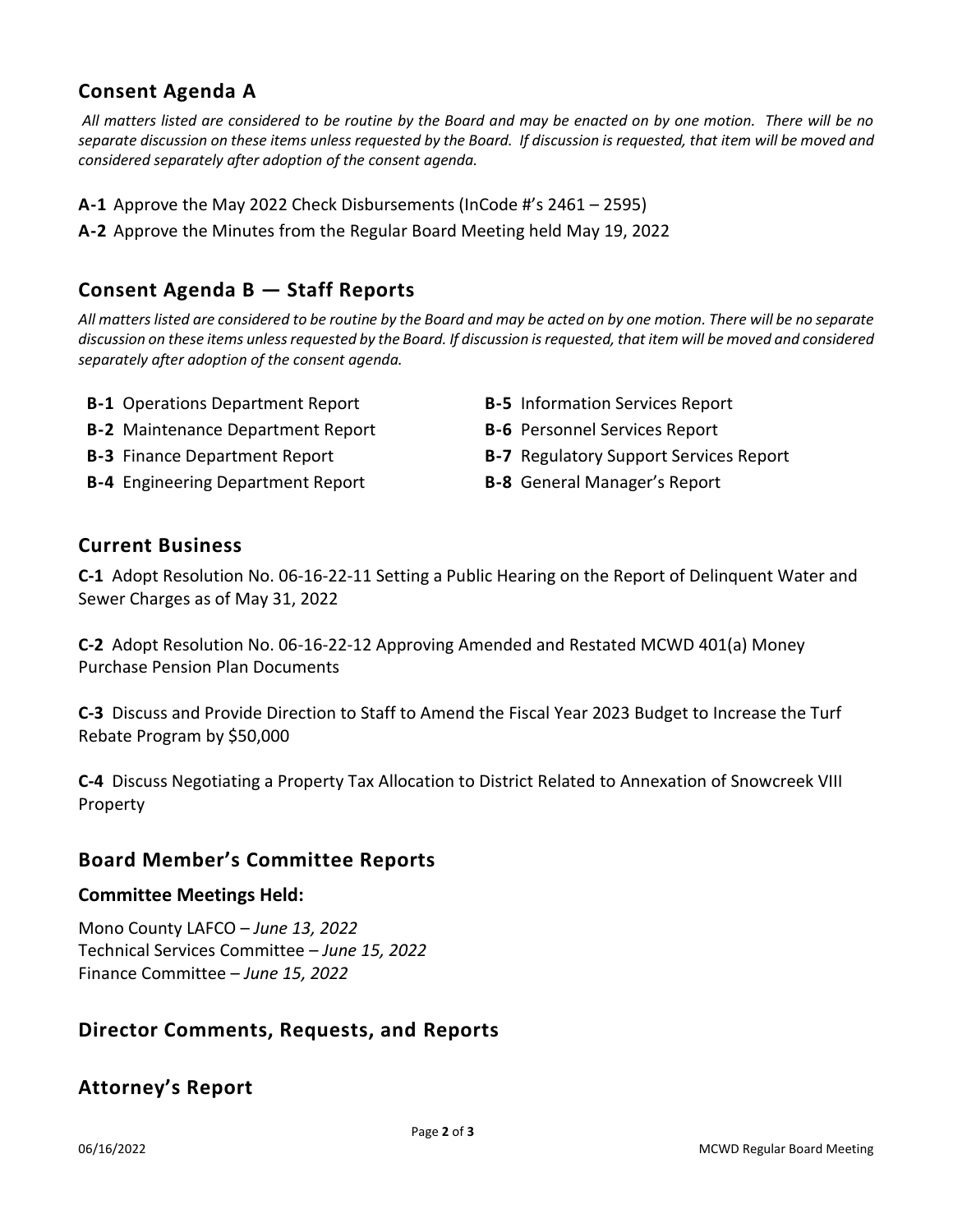## Consent Agenda A

*All matters listed are considered to be routine by the Board and may be enacted on by one motion. There will be no separate discussion on these items unless requested by the Board. If discussion is requested, that item will be moved and considered separately after adoption of the consent agenda.*

**A-1** Approve the May 2022 Check Disbursements (InCode #'s 2461 – 2595)

**A-2** Approve the Minutes from the Regular Board Meeting held May 19, 2022

## Consent Agenda B — Staff Reports

*All matters listed are considered to be routine by the Board and may be acted on by one motion. There will be no separate discussion on these items unless requested by the Board. If discussion is requested, that item will be moved and considered separately after adoption of the consent agenda.*

- **B-1** Operations Department Report
- **B-2** Maintenance Department Report
- **B-3** Finance Department Report
- **B-4** Engineering Department Report
- **B-5** Information Services Report
- **B-6** Personnel Services Report
- **B-7** Regulatory Support Services Report
- **B-8** General Manager's Report

## Current Business

**C-1** Adopt Resolution No. 06-16-22-11 Setting a Public Hearing on the Report of Delinquent Water and Sewer Charges as of May 31, 2022

**C-2** Adopt Resolution No. 06-16-22-12 Approving Amended and Restated MCWD 401(a) Money Purchase Pension Plan Documents

**C-3** Discuss and Provide Direction to Staff to Amend the Fiscal Year 2023 Budget to Increase the Turf Rebate Program by $50,000

**C-4** Discuss Negotiating a Property Tax Allocation to District Related to Annexation of Snowcreek VIII Property

## Board Member's Committee Reports

### Committee Meetings Held:

Mono County LAFCO – *June 13, 2022*
Technical Services Committee – *June 15, 2022*
Finance Committee – *June 15, 2022*

## Director Comments, Requests, and Reports

## Attorney's Report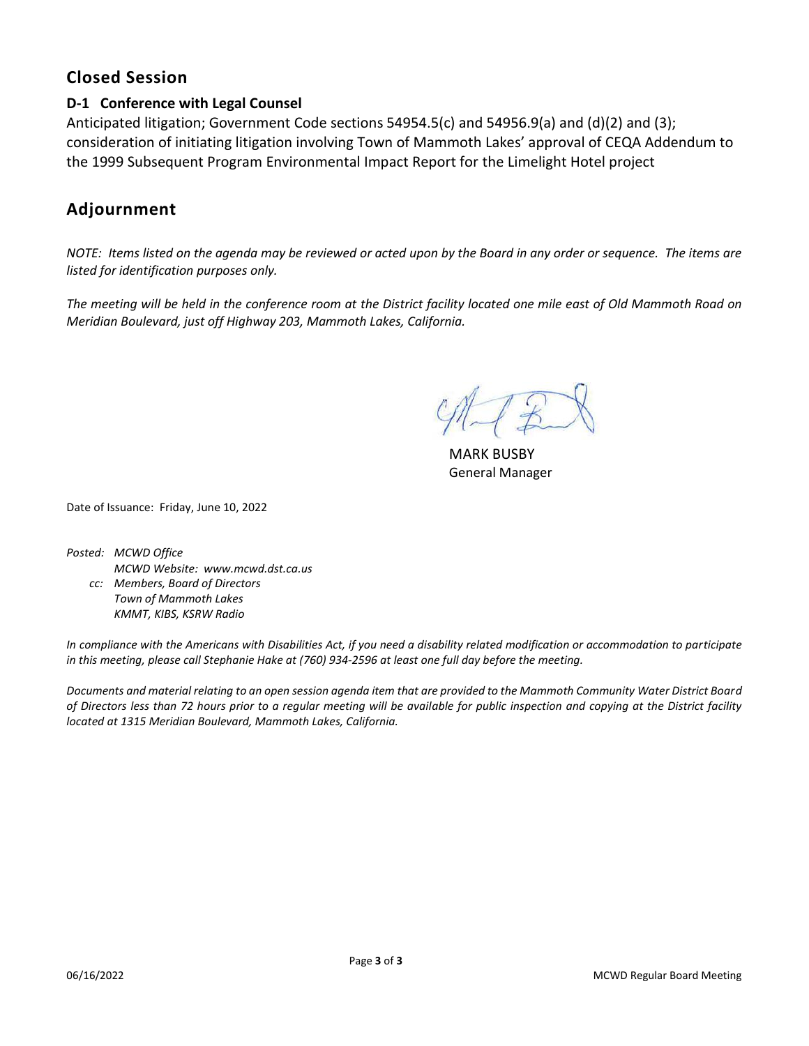## Closed Session

### D-1 Conference with Legal Counsel

Anticipated litigation; Government Code sections 54954.5(c) and 54956.9(a) and (d)(2) and (3); consideration of initiating litigation involving Town of Mammoth Lakes' approval of CEQA Addendum to the 1999 Subsequent Program Environmental Impact Report for the Limelight Hotel project

## Adjournment

*NOTE: Items listed on the agenda may be reviewed or acted upon by the Board in any order or sequence. The items are listed for identification purposes only.*

*The meeting will be held in the conference room at the District facility located one mile east of Old Mammoth Road on Meridian Boulevard, just off Highway 203, Mammoth Lakes, California.*

MARK BUSBY
General Manager

Date of Issuance: Friday, June 10, 2022

*Posted: MCWD Office*
*MCWD Website: www.mcwd.dst.ca.us*
*cc: Members, Board of Directors*
*Town of Mammoth Lakes*
*KMMT, KIBS, KSRW Radio*

*In compliance with the Americans with Disabilities Act, if you need a disability related modification or accommodation to participate in this meeting, please call Stephanie Hake at (760) 934-2596 at least one full day before the meeting.*

*Documents and material relating to an open session agenda item that are provided to the Mammoth Community Water District Board of Directors less than 72 hours prior to a regular meeting will be available for public inspection and copying at the District facility located at 1315 Meridian Boulevard, Mammoth Lakes, California.*